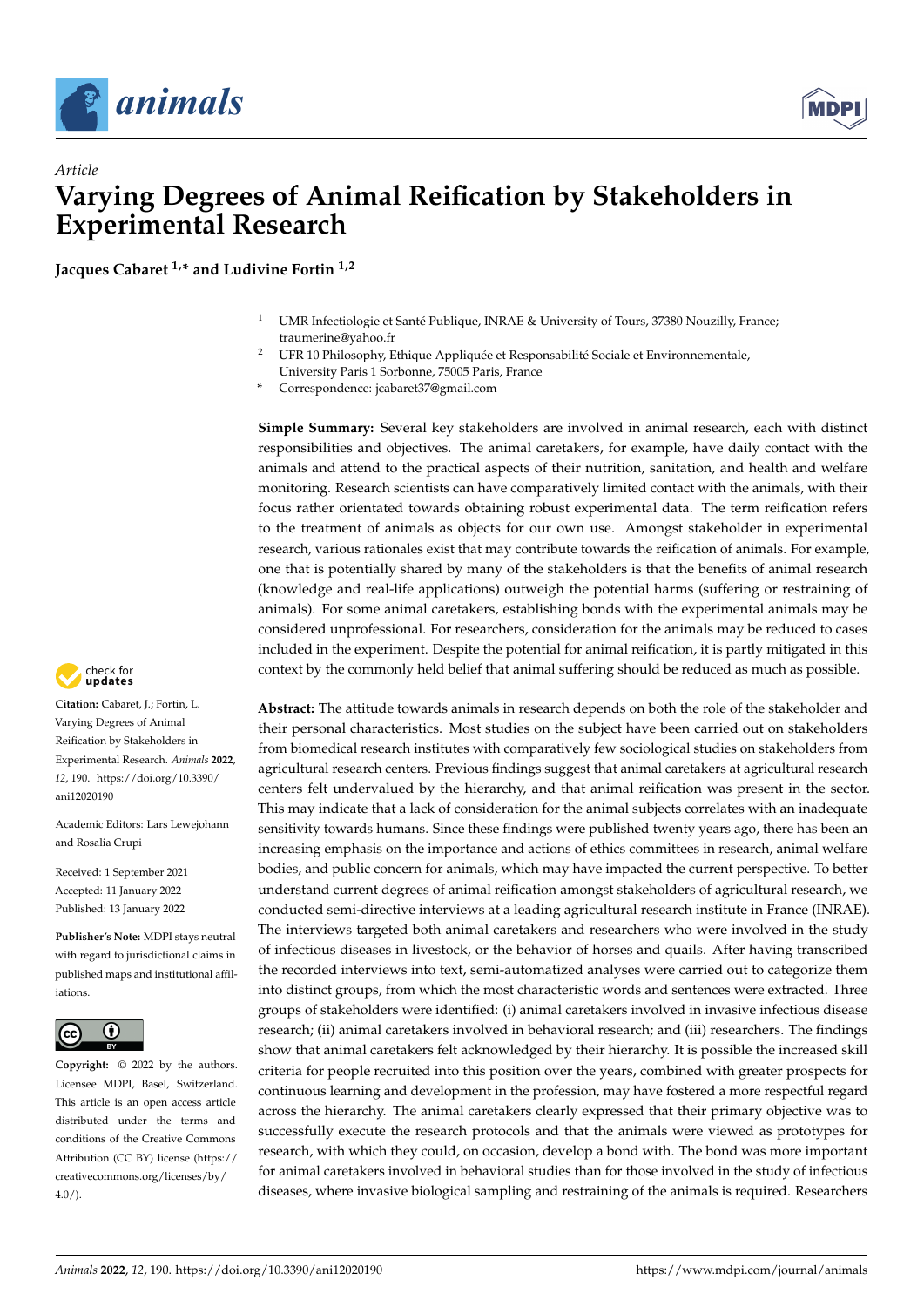*Article*

# Varying Degrees of Animal Reification by Stakeholders in Experimental Research

**Jacques Cabaret [1,*] and Ludivine Fortin [1,2]**

[1] UMR Infectiologie et Santé Publique, INRAE & University of Tours, 37380 Nouzilly, France; traumerine@yahoo.fr

[2] UFR 10 Philosophy, Ethique Appliquée et Responsabilité Sociale et Environnementale, University Paris 1 Sorbonne, 75005 Paris, France

* Correspondence: jcabaret37@gmail.com

**Citation:** Cabaret, J.; Fortin, L. Varying Degrees of Animal Reification by Stakeholders in Experimental Research. *Animals* **2022**, *12*, 190. https://doi.org/10.3390/ani12020190

Academic Editors: Lars Lewejohann and Rosalia Crupi

Received: 1 September 2021
Accepted: 11 January 2022
Published: 13 January 2022

**Publisher's Note:** MDPI stays neutral with regard to jurisdictional claims in published maps and institutional affiliations.

**Copyright:** © 2022 by the authors. Licensee MDPI, Basel, Switzerland. This article is an open access article distributed under the terms and conditions of the Creative Commons Attribution (CC BY) license (https://creativecommons.org/licenses/by/4.0/).

**Simple Summary:** Several key stakeholders are involved in animal research, each with distinct responsibilities and objectives. The animal caretakers, for example, have daily contact with the animals and attend to the practical aspects of their nutrition, sanitation, and health and welfare monitoring. Research scientists can have comparatively limited contact with the animals, with their focus rather orientated towards obtaining robust experimental data. The term reification refers to the treatment of animals as objects for our own use. Amongst stakeholder in experimental research, various rationales exist that may contribute towards the reification of animals. For example, one that is potentially shared by many of the stakeholders is that the benefits of animal research (knowledge and real-life applications) outweigh the potential harms (suffering or restraining of animals). For some animal caretakers, establishing bonds with the experimental animals may be considered unprofessional. For researchers, consideration for the animals may be reduced to cases included in the experiment. Despite the potential for animal reification, it is partly mitigated in this context by the commonly held belief that animal suffering should be reduced as much as possible.

**Abstract:** The attitude towards animals in research depends on both the role of the stakeholder and their personal characteristics. Most studies on the subject have been carried out on stakeholders from biomedical research institutes with comparatively few sociological studies on stakeholders from agricultural research centers. Previous findings suggest that animal caretakers at agricultural research centers felt undervalued by the hierarchy, and that animal reification was present in the sector. This may indicate that a lack of consideration for the animal subjects correlates with an inadequate sensitivity towards humans. Since these findings were published twenty years ago, there has been an increasing emphasis on the importance and actions of ethics committees in research, animal welfare bodies, and public concern for animals, which may have impacted the current perspective. To better understand current degrees of animal reification amongst stakeholders of agricultural research, we conducted semi-directive interviews at a leading agricultural research institute in France (INRAE). The interviews targeted both animal caretakers and researchers who were involved in the study of infectious diseases in livestock, or the behavior of horses and quails. After having transcribed the recorded interviews into text, semi-automatized analyses were carried out to categorize them into distinct groups, from which the most characteristic words and sentences were extracted. Three groups of stakeholders were identified: (i) animal caretakers involved in invasive infectious disease research; (ii) animal caretakers involved in behavioral research; and (iii) researchers. The findings show that animal caretakers felt acknowledged by their hierarchy. It is possible the increased skill criteria for people recruited into this position over the years, combined with greater prospects for continuous learning and development in the profession, may have fostered a more respectful regard across the hierarchy. The animal caretakers clearly expressed that their primary objective was to successfully execute the research protocols and that the animals were viewed as prototypes for research, with which they could, on occasion, develop a bond with. The bond was more important for animal caretakers involved in behavioral studies than for those involved in the study of infectious diseases, where invasive biological sampling and restraining of the animals is required. Researchers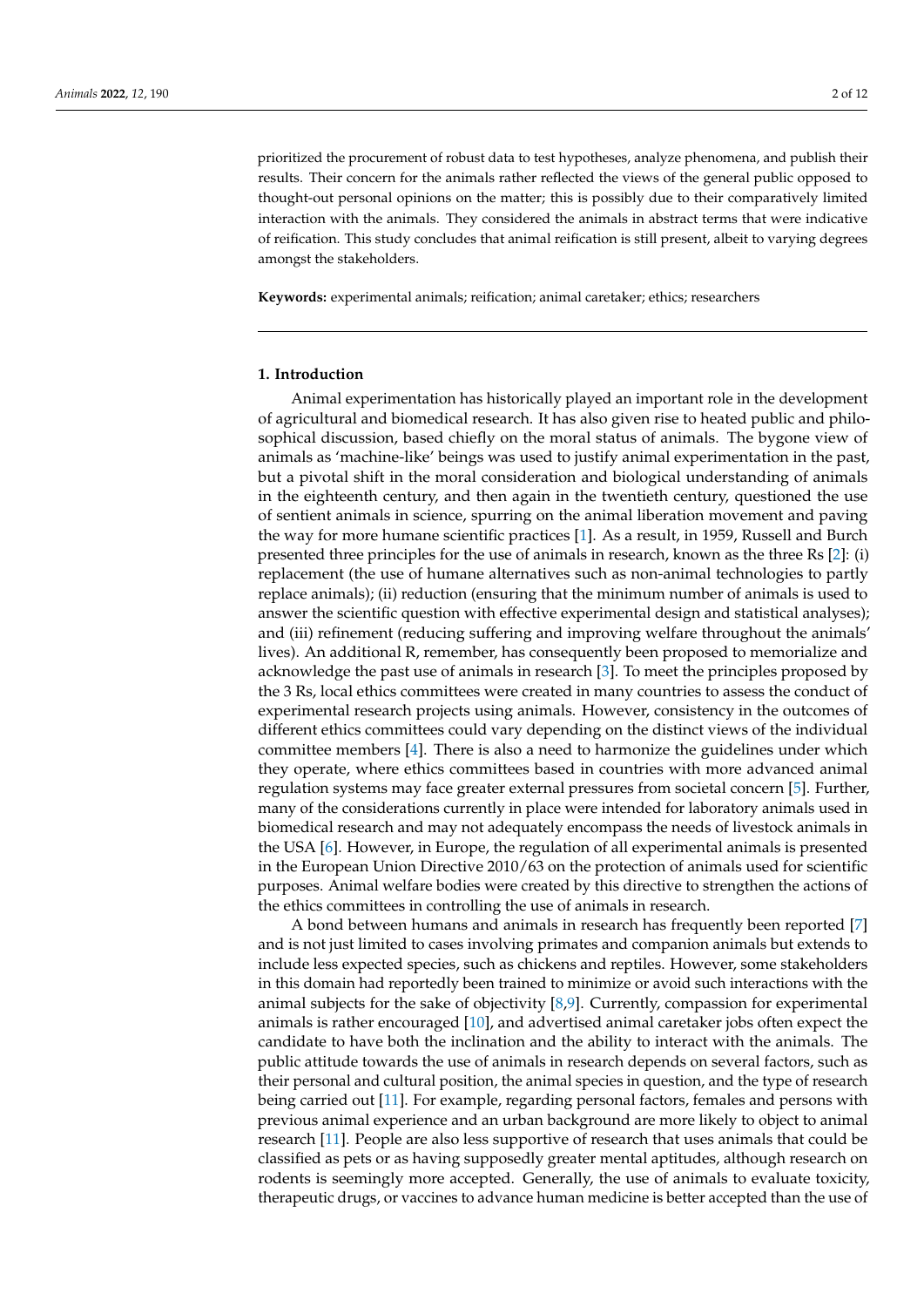prioritized the procurement of robust data to test hypotheses, analyze phenomena, and publish their results. Their concern for the animals rather reflected the views of the general public opposed to thought-out personal opinions on the matter; this is possibly due to their comparatively limited interaction with the animals. They considered the animals in abstract terms that were indicative of reification. This study concludes that animal reification is still present, albeit to varying degrees amongst the stakeholders.

**Keywords:** experimental animals; reification; animal caretaker; ethics; researchers

## 1. Introduction

Animal experimentation has historically played an important role in the development of agricultural and biomedical research. It has also given rise to heated public and philosophical discussion, based chiefly on the moral status of animals. The bygone view of animals as 'machine-like' beings was used to justify animal experimentation in the past, but a pivotal shift in the moral consideration and biological understanding of animals in the eighteenth century, and then again in the twentieth century, questioned the use of sentient animals in science, spurring on the animal liberation movement and paving the way for more humane scientific practices [1]. As a result, in 1959, Russell and Burch presented three principles for the use of animals in research, known as the three Rs [2]: (i) replacement (the use of humane alternatives such as non-animal technologies to partly replace animals); (ii) reduction (ensuring that the minimum number of animals is used to answer the scientific question with effective experimental design and statistical analyses); and (iii) refinement (reducing suffering and improving welfare throughout the animals' lives). An additional R, remember, has consequently been proposed to memorialize and acknowledge the past use of animals in research [3]. To meet the principles proposed by the 3 Rs, local ethics committees were created in many countries to assess the conduct of experimental research projects using animals. However, consistency in the outcomes of different ethics committees could vary depending on the distinct views of the individual committee members [4]. There is also a need to harmonize the guidelines under which they operate, where ethics committees based in countries with more advanced animal regulation systems may face greater external pressures from societal concern [5]. Further, many of the considerations currently in place were intended for laboratory animals used in biomedical research and may not adequately encompass the needs of livestock animals in the USA [6]. However, in Europe, the regulation of all experimental animals is presented in the European Union Directive 2010/63 on the protection of animals used for scientific purposes. Animal welfare bodies were created by this directive to strengthen the actions of the ethics committees in controlling the use of animals in research.

A bond between humans and animals in research has frequently been reported [7] and is not just limited to cases involving primates and companion animals but extends to include less expected species, such as chickens and reptiles. However, some stakeholders in this domain had reportedly been trained to minimize or avoid such interactions with the animal subjects for the sake of objectivity [8,9]. Currently, compassion for experimental animals is rather encouraged [10], and advertised animal caretaker jobs often expect the candidate to have both the inclination and the ability to interact with the animals. The public attitude towards the use of animals in research depends on several factors, such as their personal and cultural position, the animal species in question, and the type of research being carried out [11]. For example, regarding personal factors, females and persons with previous animal experience and an urban background are more likely to object to animal research [11]. People are also less supportive of research that uses animals that could be classified as pets or as having supposedly greater mental aptitudes, although research on rodents is seemingly more accepted. Generally, the use of animals to evaluate toxicity, therapeutic drugs, or vaccines to advance human medicine is better accepted than the use of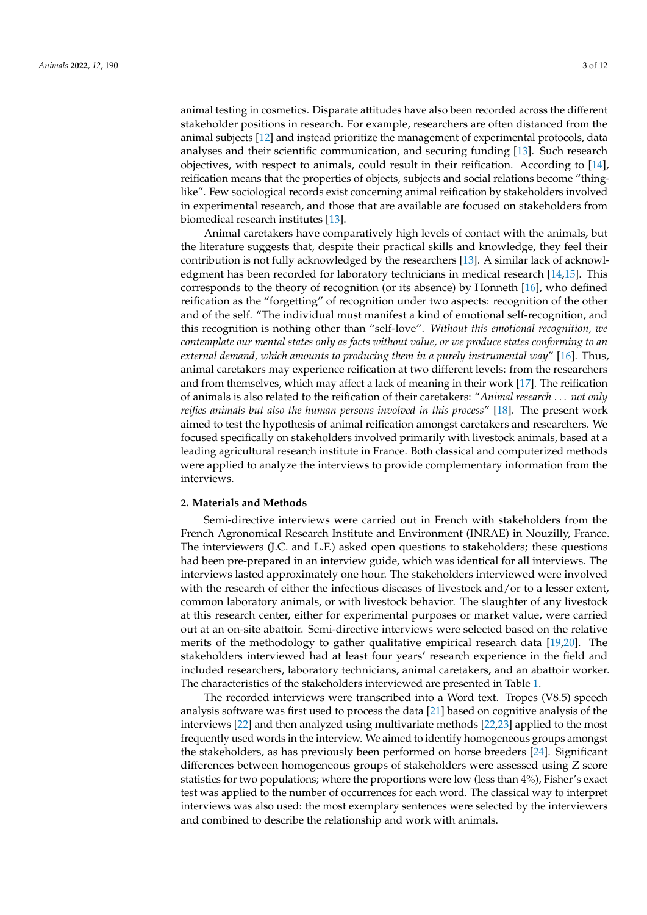animal testing in cosmetics. Disparate attitudes have also been recorded across the different stakeholder positions in research. For example, researchers are often distanced from the animal subjects [12] and instead prioritize the management of experimental protocols, data analyses and their scientific communication, and securing funding [13]. Such research objectives, with respect to animals, could result in their reification. According to [14], reification means that the properties of objects, subjects and social relations become "thing-like". Few sociological records exist concerning animal reification by stakeholders involved in experimental research, and those that are available are focused on stakeholders from biomedical research institutes [13].

Animal caretakers have comparatively high levels of contact with the animals, but the literature suggests that, despite their practical skills and knowledge, they feel their contribution is not fully acknowledged by the researchers [13]. A similar lack of acknowledgment has been recorded for laboratory technicians in medical research [14,15]. This corresponds to the theory of recognition (or its absence) by Honneth [16], who defined reification as the "forgetting" of recognition under two aspects: recognition of the other and of the self. "The individual must manifest a kind of emotional self-recognition, and this recognition is nothing other than "self-love". *Without this emotional recognition, we contemplate our mental states only as facts without value, or we produce states conforming to an external demand, which amounts to producing them in a purely instrumental way*" [16]. Thus, animal caretakers may experience reification at two different levels: from the researchers and from themselves, which may affect a lack of meaning in their work [17]. The reification of animals is also related to the reification of their caretakers: "*Animal research . . . not only reifies animals but also the human persons involved in this process*" [18]. The present work aimed to test the hypothesis of animal reification amongst caretakers and researchers. We focused specifically on stakeholders involved primarily with livestock animals, based at a leading agricultural research institute in France. Both classical and computerized methods were applied to analyze the interviews to provide complementary information from the interviews.

## 2. Materials and Methods

Semi-directive interviews were carried out in French with stakeholders from the French Agronomical Research Institute and Environment (INRAE) in Nouzilly, France. The interviewers (J.C. and L.F.) asked open questions to stakeholders; these questions had been pre-prepared in an interview guide, which was identical for all interviews. The interviews lasted approximately one hour. The stakeholders interviewed were involved with the research of either the infectious diseases of livestock and/or to a lesser extent, common laboratory animals, or with livestock behavior. The slaughter of any livestock at this research center, either for experimental purposes or market value, were carried out at an on-site abattoir. Semi-directive interviews were selected based on the relative merits of the methodology to gather qualitative empirical research data [19,20]. The stakeholders interviewed had at least four years' research experience in the field and included researchers, laboratory technicians, animal caretakers, and an abattoir worker. The characteristics of the stakeholders interviewed are presented in Table 1.

The recorded interviews were transcribed into a Word text. Tropes (V8.5) speech analysis software was first used to process the data [21] based on cognitive analysis of the interviews [22] and then analyzed using multivariate methods [22,23] applied to the most frequently used words in the interview. We aimed to identify homogeneous groups amongst the stakeholders, as has previously been performed on horse breeders [24]. Significant differences between homogeneous groups of stakeholders were assessed using Z score statistics for two populations; where the proportions were low (less than 4%), Fisher's exact test was applied to the number of occurrences for each word. The classical way to interpret interviews was also used: the most exemplary sentences were selected by the interviewers and combined to describe the relationship and work with animals.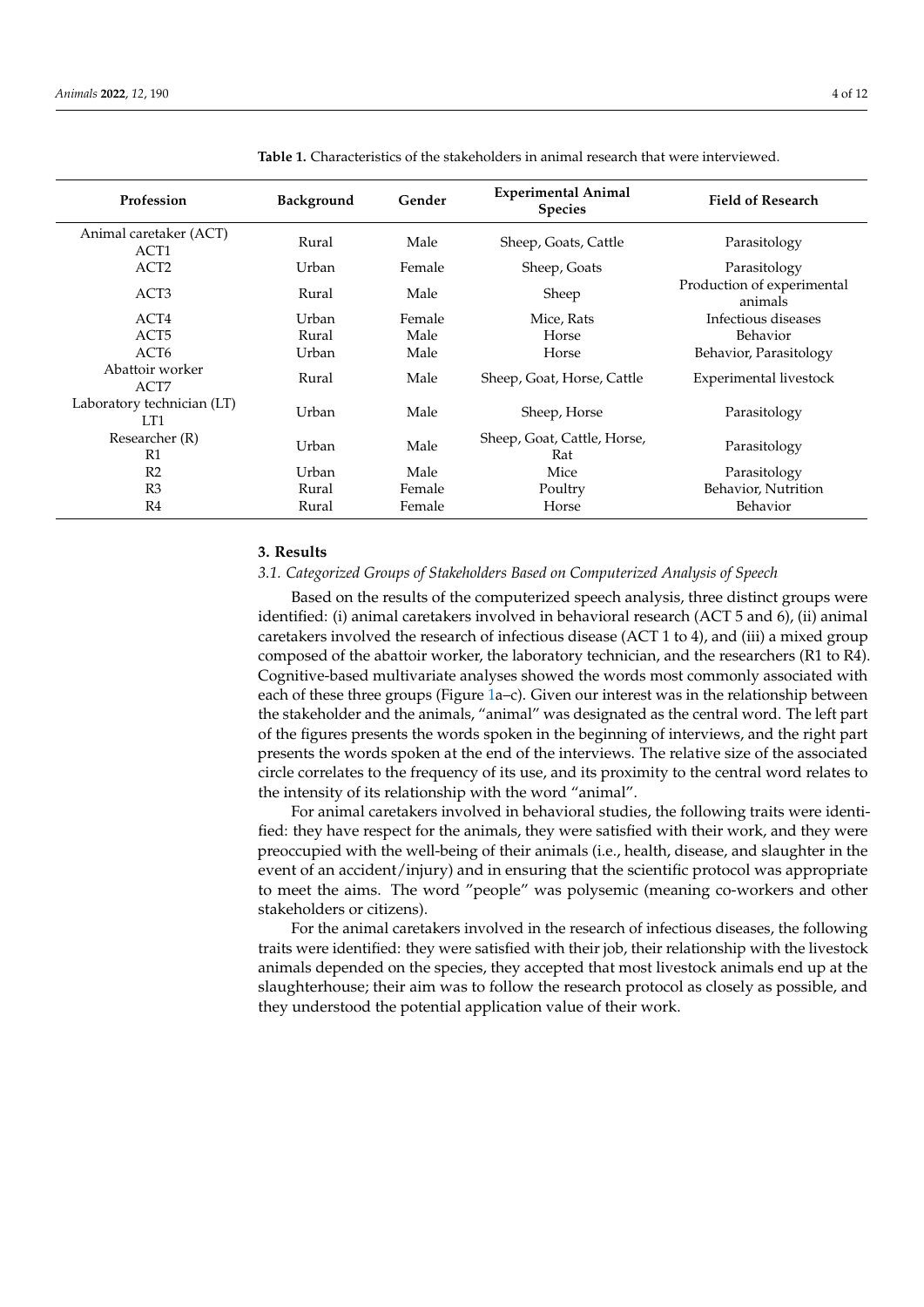**Table 1.** Characteristics of the stakeholders in animal research that were interviewed.

| Profession | Background | Gender | Experimental Animal Species | Field of Research |
| --- | --- | --- | --- | --- |
| Animal caretaker (ACT) ACT1 | Rural | Male | Sheep, Goats, Cattle | Parasitology |
| ACT2 | Urban | Female | Sheep, Goats | Parasitology |
| ACT3 | Rural | Male | Sheep | Production of experimental animals |
| ACT4 | Urban | Female | Mice, Rats | Infectious diseases |
| ACT5 | Rural | Male | Horse | Behavior |
| ACT6 | Urban | Male | Horse | Behavior, Parasitology |
| Abattoir worker ACT7 | Rural | Male | Sheep, Goat, Horse, Cattle | Experimental livestock |
| Laboratory technician (LT) LT1 | Urban | Male | Sheep, Horse | Parasitology |
| Researcher (R) R1 | Urban | Male | Sheep, Goat, Cattle, Horse, Rat | Parasitology |
| R2 | Urban | Male | Mice | Parasitology |
| R3 | Rural | Female | Poultry | Behavior, Nutrition |
| R4 | Rural | Female | Horse | Behavior |

## 3. Results

### *3.1. Categorized Groups of Stakeholders Based on Computerized Analysis of Speech*

Based on the results of the computerized speech analysis, three distinct groups were identified: (i) animal caretakers involved in behavioral research (ACT 5 and 6), (ii) animal caretakers involved the research of infectious disease (ACT 1 to 4), and (iii) a mixed group composed of the abattoir worker, the laboratory technician, and the researchers (R1 to R4). Cognitive-based multivariate analyses showed the words most commonly associated with each of these three groups (Figure 1a–c). Given our interest was in the relationship between the stakeholder and the animals, "animal" was designated as the central word. The left part of the figures presents the words spoken in the beginning of interviews, and the right part presents the words spoken at the end of the interviews. The relative size of the associated circle correlates to the frequency of its use, and its proximity to the central word relates to the intensity of its relationship with the word "animal".

For animal caretakers involved in behavioral studies, the following traits were identified: they have respect for the animals, they were satisfied with their work, and they were preoccupied with the well-being of their animals (i.e., health, disease, and slaughter in the event of an accident/injury) and in ensuring that the scientific protocol was appropriate to meet the aims. The word "people" was polysemic (meaning co-workers and other stakeholders or citizens).

For the animal caretakers involved in the research of infectious diseases, the following traits were identified: they were satisfied with their job, their relationship with the livestock animals depended on the species, they accepted that most livestock animals end up at the slaughterhouse; their aim was to follow the research protocol as closely as possible, and they understood the potential application value of their work.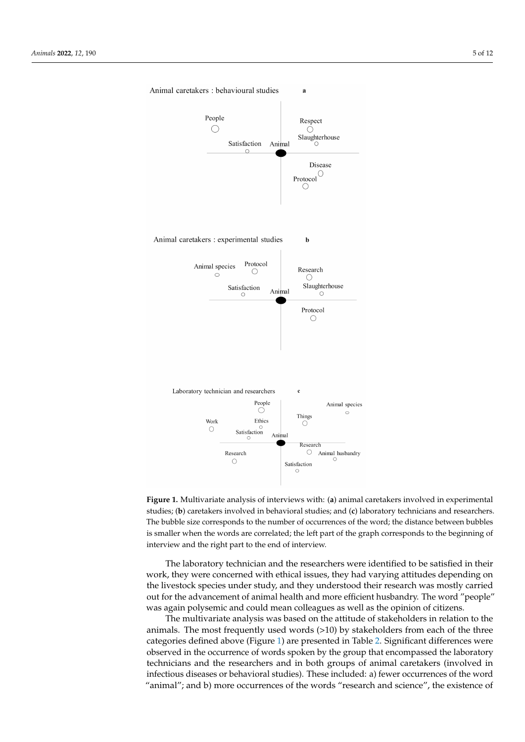**Figure 1.** Multivariate analysis of interviews with: (**a**) animal caretakers involved in experimental studies; (**b**) caretakers involved in behavioral studies; and (**c**) laboratory technicians and researchers. The bubble size corresponds to the number of occurrences of the word; the distance between bubbles is smaller when the words are correlated; the left part of the graph corresponds to the beginning of interview and the right part to the end of interview.

The laboratory technician and the researchers were identified to be satisfied in their work, they were concerned with ethical issues, they had varying attitudes depending on the livestock species under study, and they understood their research was mostly carried out for the advancement of animal health and more efficient husbandry. The word "people" was again polysemic and could mean colleagues as well as the opinion of citizens.

The multivariate analysis was based on the attitude of stakeholders in relation to the animals. The most frequently used words (>10) by stakeholders from each of the three categories defined above (Figure 1) are presented in Table 2. Significant differences were observed in the occurrence of words spoken by the group that encompassed the laboratory technicians and the researchers and in both groups of animal caretakers (involved in infectious diseases or behavioral studies). These included: a) fewer occurrences of the word "animal"; and b) more occurrences of the words "research and science", the existence of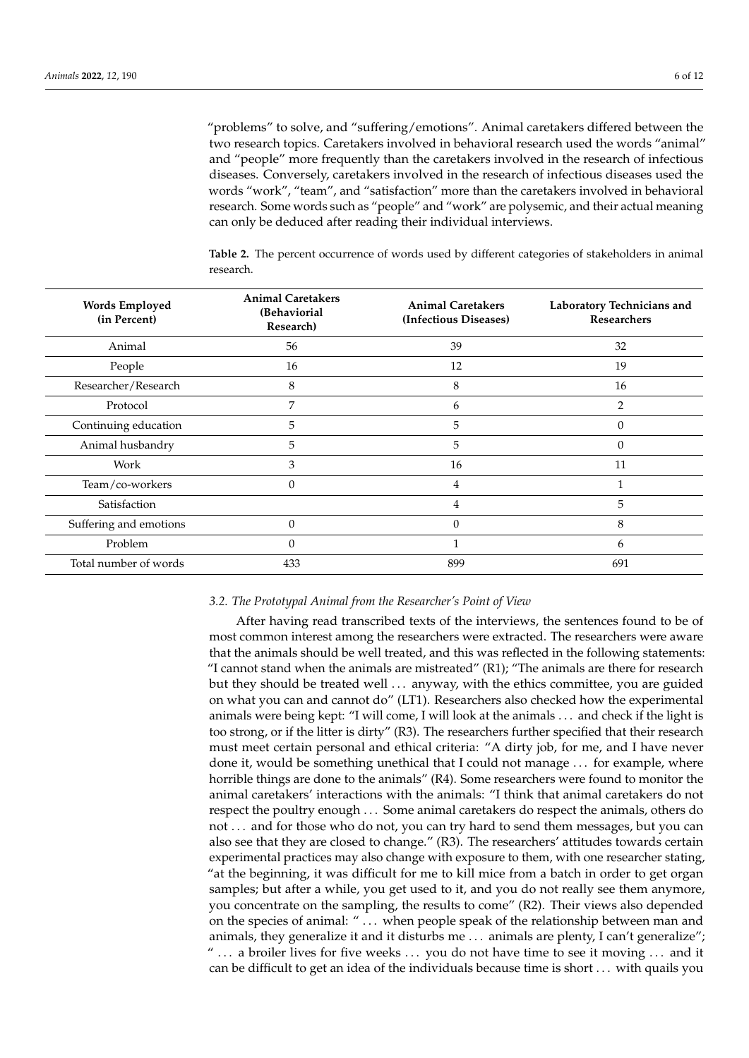"problems" to solve, and "suffering/emotions". Animal caretakers differed between the two research topics. Caretakers involved in behavioral research used the words "animal" and "people" more frequently than the caretakers involved in the research of infectious diseases. Conversely, caretakers involved in the research of infectious diseases used the words "work", "team", and "satisfaction" more than the caretakers involved in behavioral research. Some words such as "people" and "work" are polysemic, and their actual meaning can only be deduced after reading their individual interviews.

**Table 2.** The percent occurrence of words used by different categories of stakeholders in animal research.

| Words Employed (in Percent) | Animal Caretakers (Behavioral Research) | Animal Caretakers (Infectious Diseases) | Laboratory Technicians and Researchers |
|---|---|---|---|
| Animal | 56 | 39 | 32 |
| People | 16 | 12 | 19 |
| Researcher/Research | 8 | 8 | 16 |
| Protocol | 7 | 6 | 2 |
| Continuing education | 5 | 5 | 0 |
| Animal husbandry | 5 | 5 | 0 |
| Work | 3 | 16 | 11 |
| Team/co-workers | 0 | 4 | 1 |
| Satisfaction | | 4 | 5 |
| Suffering and emotions | 0 | 0 | 8 |
| Problem | 0 | 1 | 6 |
| Total number of words | 433 | 899 | 691 |

### *3.2. The Prototypal Animal from the Researcher's Point of View*

After having read transcribed texts of the interviews, the sentences found to be of most common interest among the researchers were extracted. The researchers were aware that the animals should be well treated, and this was reflected in the following statements: "I cannot stand when the animals are mistreated" (R1); "The animals are there for research but they should be treated well … anyway, with the ethics committee, you are guided on what you can and cannot do" (LT1). Researchers also checked how the experimental animals were being kept: "I will come, I will look at the animals … and check if the light is too strong, or if the litter is dirty" (R3). The researchers further specified that their research must meet certain personal and ethical criteria: "A dirty job, for me, and I have never done it, would be something unethical that I could not manage … for example, where horrible things are done to the animals" (R4). Some researchers were found to monitor the animal caretakers' interactions with the animals: "I think that animal caretakers do not respect the poultry enough … Some animal caretakers do respect the animals, others do not … and for those who do not, you can try hard to send them messages, but you can also see that they are closed to change." (R3). The researchers' attitudes towards certain experimental practices may also change with exposure to them, with one researcher stating, "at the beginning, it was difficult for me to kill mice from a batch in order to get organ samples; but after a while, you get used to it, and you do not really see them anymore, you concentrate on the sampling, the results to come" (R2). Their views also depended on the species of animal: " … when people speak of the relationship between man and animals, they generalize it and it disturbs me … animals are plenty, I can't generalize"; " … a broiler lives for five weeks … you do not have time to see it moving … and it can be difficult to get an idea of the individuals because time is short … with quails you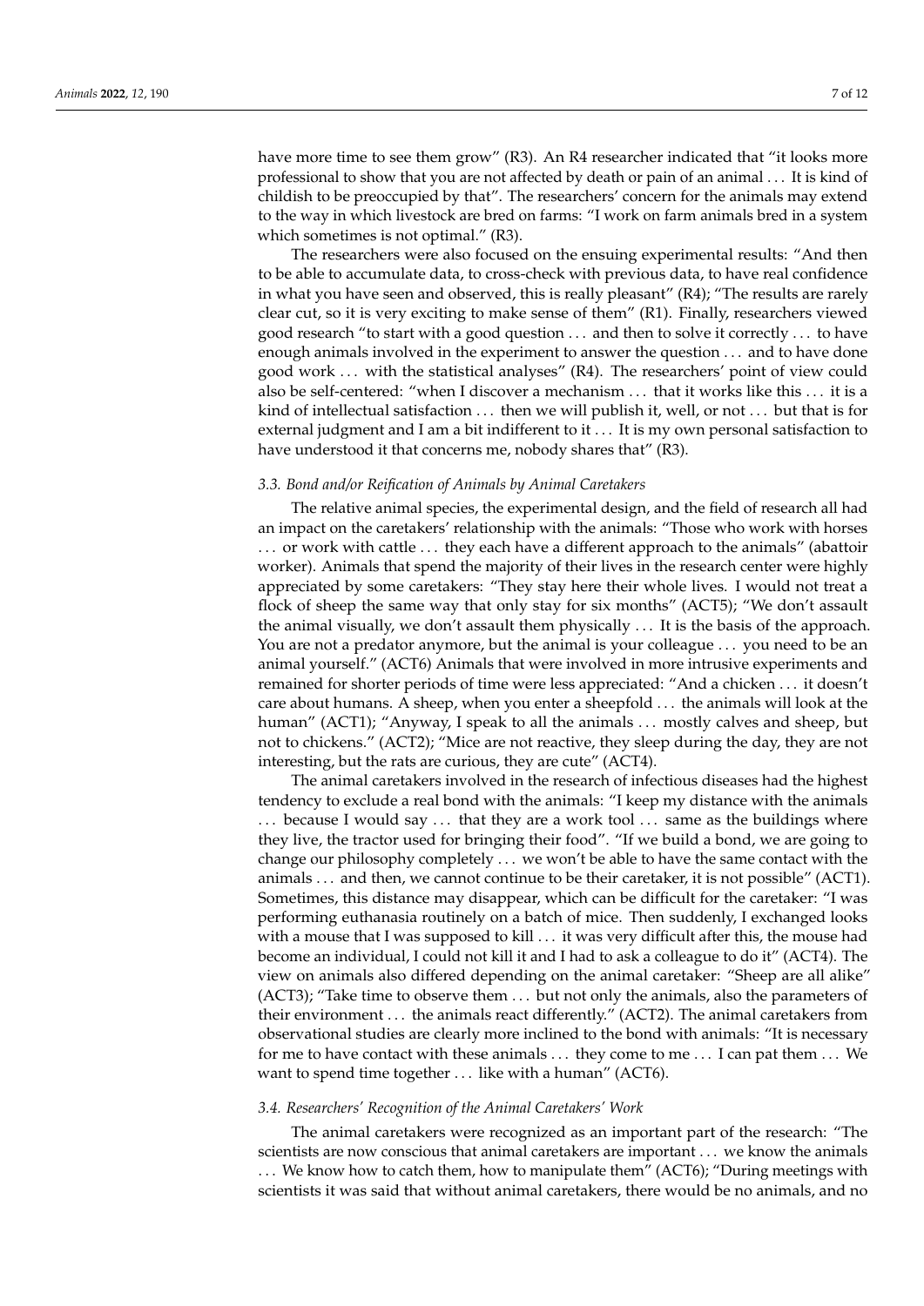have more time to see them grow" (R3). An R4 researcher indicated that "it looks more professional to show that you are not affected by death or pain of an animal ... It is kind of childish to be preoccupied by that". The researchers' concern for the animals may extend to the way in which livestock are bred on farms: "I work on farm animals bred in a system which sometimes is not optimal." (R3).

The researchers were also focused on the ensuing experimental results: "And then to be able to accumulate data, to cross-check with previous data, to have real confidence in what you have seen and observed, this is really pleasant" (R4); "The results are rarely clear cut, so it is very exciting to make sense of them" (R1). Finally, researchers viewed good research "to start with a good question ... and then to solve it correctly ... to have enough animals involved in the experiment to answer the question ... and to have done good work ... with the statistical analyses" (R4). The researchers' point of view could also be self-centered: "when I discover a mechanism ... that it works like this ... it is a kind of intellectual satisfaction ... then we will publish it, well, or not ... but that is for external judgment and I am a bit indifferent to it ... It is my own personal satisfaction to have understood it that concerns me, nobody shares that" (R3).

### *3.3. Bond and/or Reification of Animals by Animal Caretakers*

The relative animal species, the experimental design, and the field of research all had an impact on the caretakers' relationship with the animals: "Those who work with horses ... or work with cattle ... they each have a different approach to the animals" (abattoir worker). Animals that spend the majority of their lives in the research center were highly appreciated by some caretakers: "They stay here their whole lives. I would not treat a flock of sheep the same way that only stay for six months" (ACT5); "We don't assault the animal visually, we don't assault them physically ... It is the basis of the approach. You are not a predator anymore, but the animal is your colleague ... you need to be an animal yourself." (ACT6) Animals that were involved in more intrusive experiments and remained for shorter periods of time were less appreciated: "And a chicken ... it doesn't care about humans. A sheep, when you enter a sheepfold ... the animals will look at the human" (ACT1); "Anyway, I speak to all the animals ... mostly calves and sheep, but not to chickens." (ACT2); "Mice are not reactive, they sleep during the day, they are not interesting, but the rats are curious, they are cute" (ACT4).

The animal caretakers involved in the research of infectious diseases had the highest tendency to exclude a real bond with the animals: "I keep my distance with the animals ... because I would say ... that they are a work tool ... same as the buildings where they live, the tractor used for bringing their food". "If we build a bond, we are going to change our philosophy completely ... we won't be able to have the same contact with the animals ... and then, we cannot continue to be their caretaker, it is not possible" (ACT1). Sometimes, this distance may disappear, which can be difficult for the caretaker: "I was performing euthanasia routinely on a batch of mice. Then suddenly, I exchanged looks with a mouse that I was supposed to kill ... it was very difficult after this, the mouse had become an individual, I could not kill it and I had to ask a colleague to do it" (ACT4). The view on animals also differed depending on the animal caretaker: "Sheep are all alike" (ACT3); "Take time to observe them ... but not only the animals, also the parameters of their environment ... the animals react differently." (ACT2). The animal caretakers from observational studies are clearly more inclined to the bond with animals: "It is necessary for me to have contact with these animals ... they come to me ... I can pat them ... We want to spend time together ... like with a human" (ACT6).

### *3.4. Researchers' Recognition of the Animal Caretakers' Work*

The animal caretakers were recognized as an important part of the research: "The scientists are now conscious that animal caretakers are important ... we know the animals ... We know how to catch them, how to manipulate them" (ACT6); "During meetings with scientists it was said that without animal caretakers, there would be no animals, and no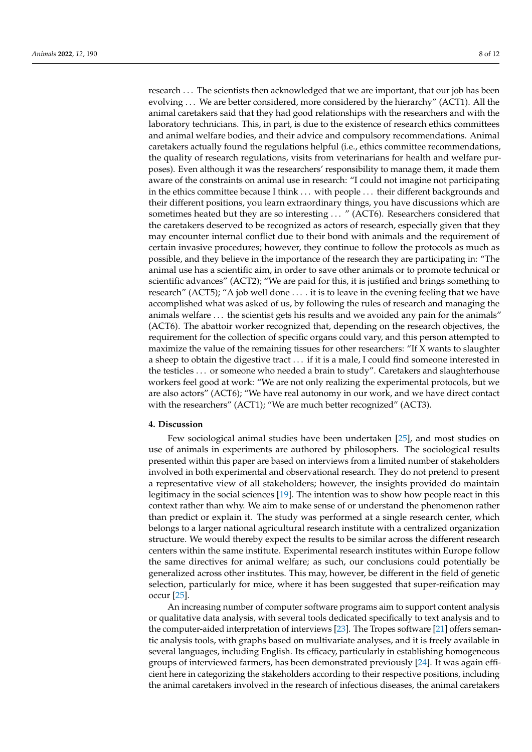research . . . The scientists then acknowledged that we are important, that our job has been evolving . . . We are better considered, more considered by the hierarchy" (ACT1). All the animal caretakers said that they had good relationships with the researchers and with the laboratory technicians. This, in part, is due to the existence of research ethics committees and animal welfare bodies, and their advice and compulsory recommendations. Animal caretakers actually found the regulations helpful (i.e., ethics committee recommendations, the quality of research regulations, visits from veterinarians for health and welfare purposes). Even although it was the researchers' responsibility to manage them, it made them aware of the constraints on animal use in research: "I could not imagine not participating in the ethics committee because I think . . . with people . . . their different backgrounds and their different positions, you learn extraordinary things, you have discussions which are sometimes heated but they are so interesting . . . " (ACT6). Researchers considered that the caretakers deserved to be recognized as actors of research, especially given that they may encounter internal conflict due to their bond with animals and the requirement of certain invasive procedures; however, they continue to follow the protocols as much as possible, and they believe in the importance of the research they are participating in: "The animal use has a scientific aim, in order to save other animals or to promote technical or scientific advances" (ACT2); "We are paid for this, it is justified and brings something to research" (ACT5); "A job well done . . . . it is to leave in the evening feeling that we have accomplished what was asked of us, by following the rules of research and managing the animals welfare . . . the scientist gets his results and we avoided any pain for the animals" (ACT6). The abattoir worker recognized that, depending on the research objectives, the requirement for the collection of specific organs could vary, and this person attempted to maximize the value of the remaining tissues for other researchers: "If X wants to slaughter a sheep to obtain the digestive tract . . . if it is a male, I could find someone interested in the testicles . . . or someone who needed a brain to study". Caretakers and slaughterhouse workers feel good at work: "We are not only realizing the experimental protocols, but we are also actors" (ACT6); "We have real autonomy in our work, and we have direct contact with the researchers" (ACT1); "We are much better recognized" (ACT3).

## 4. Discussion

Few sociological animal studies have been undertaken [25], and most studies on use of animals in experiments are authored by philosophers. The sociological results presented within this paper are based on interviews from a limited number of stakeholders involved in both experimental and observational research. They do not pretend to present a representative view of all stakeholders; however, the insights provided do maintain legitimacy in the social sciences [19]. The intention was to show how people react in this context rather than why. We aim to make sense of or understand the phenomenon rather than predict or explain it. The study was performed at a single research center, which belongs to a larger national agricultural research institute with a centralized organization structure. We would thereby expect the results to be similar across the different research centers within the same institute. Experimental research institutes within Europe follow the same directives for animal welfare; as such, our conclusions could potentially be generalized across other institutes. This may, however, be different in the field of genetic selection, particularly for mice, where it has been suggested that super-reification may occur [25].

An increasing number of computer software programs aim to support content analysis or qualitative data analysis, with several tools dedicated specifically to text analysis and to the computer-aided interpretation of interviews [23]. The Tropes software [21] offers semantic analysis tools, with graphs based on multivariate analyses, and it is freely available in several languages, including English. Its efficacy, particularly in establishing homogeneous groups of interviewed farmers, has been demonstrated previously [24]. It was again efficient here in categorizing the stakeholders according to their respective positions, including the animal caretakers involved in the research of infectious diseases, the animal caretakers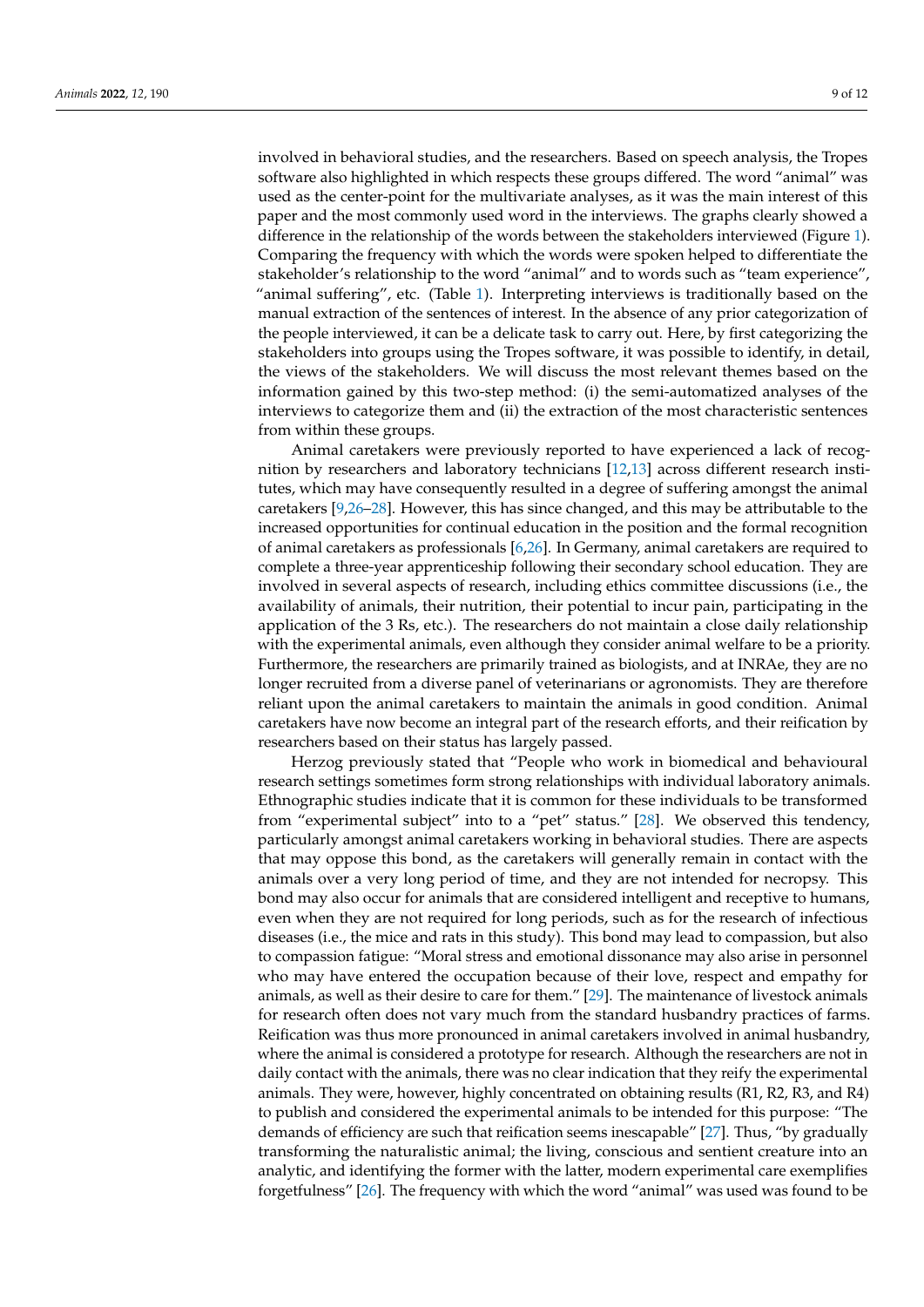involved in behavioral studies, and the researchers. Based on speech analysis, the Tropes software also highlighted in which respects these groups differed. The word "animal" was used as the center-point for the multivariate analyses, as it was the main interest of this paper and the most commonly used word in the interviews. The graphs clearly showed a difference in the relationship of the words between the stakeholders interviewed (Figure 1). Comparing the frequency with which the words were spoken helped to differentiate the stakeholder's relationship to the word "animal" and to words such as "team experience", "animal suffering", etc. (Table 1). Interpreting interviews is traditionally based on the manual extraction of the sentences of interest. In the absence of any prior categorization of the people interviewed, it can be a delicate task to carry out. Here, by first categorizing the stakeholders into groups using the Tropes software, it was possible to identify, in detail, the views of the stakeholders. We will discuss the most relevant themes based on the information gained by this two-step method: (i) the semi-automatized analyses of the interviews to categorize them and (ii) the extraction of the most characteristic sentences from within these groups.

Animal caretakers were previously reported to have experienced a lack of recognition by researchers and laboratory technicians [12,13] across different research institutes, which may have consequently resulted in a degree of suffering amongst the animal caretakers [9,26–28]. However, this has since changed, and this may be attributable to the increased opportunities for continual education in the position and the formal recognition of animal caretakers as professionals [6,26]. In Germany, animal caretakers are required to complete a three-year apprenticeship following their secondary school education. They are involved in several aspects of research, including ethics committee discussions (i.e., the availability of animals, their nutrition, their potential to incur pain, participating in the application of the 3 Rs, etc.). The researchers do not maintain a close daily relationship with the experimental animals, even although they consider animal welfare to be a priority. Furthermore, the researchers are primarily trained as biologists, and at INRAe, they are no longer recruited from a diverse panel of veterinarians or agronomists. They are therefore reliant upon the animal caretakers to maintain the animals in good condition. Animal caretakers have now become an integral part of the research efforts, and their reification by researchers based on their status has largely passed.

Herzog previously stated that "People who work in biomedical and behavioural research settings sometimes form strong relationships with individual laboratory animals. Ethnographic studies indicate that it is common for these individuals to be transformed from "experimental subject" into to a "pet" status." [28]. We observed this tendency, particularly amongst animal caretakers working in behavioral studies. There are aspects that may oppose this bond, as the caretakers will generally remain in contact with the animals over a very long period of time, and they are not intended for necropsy. This bond may also occur for animals that are considered intelligent and receptive to humans, even when they are not required for long periods, such as for the research of infectious diseases (i.e., the mice and rats in this study). This bond may lead to compassion, but also to compassion fatigue: "Moral stress and emotional dissonance may also arise in personnel who may have entered the occupation because of their love, respect and empathy for animals, as well as their desire to care for them." [29]. The maintenance of livestock animals for research often does not vary much from the standard husbandry practices of farms. Reification was thus more pronounced in animal caretakers involved in animal husbandry, where the animal is considered a prototype for research. Although the researchers are not in daily contact with the animals, there was no clear indication that they reify the experimental animals. They were, however, highly concentrated on obtaining results (R1, R2, R3, and R4) to publish and considered the experimental animals to be intended for this purpose: "The demands of efficiency are such that reification seems inescapable" [27]. Thus, "by gradually transforming the naturalistic animal; the living, conscious and sentient creature into an analytic, and identifying the former with the latter, modern experimental care exemplifies forgetfulness" [26]. The frequency with which the word "animal" was used was found to be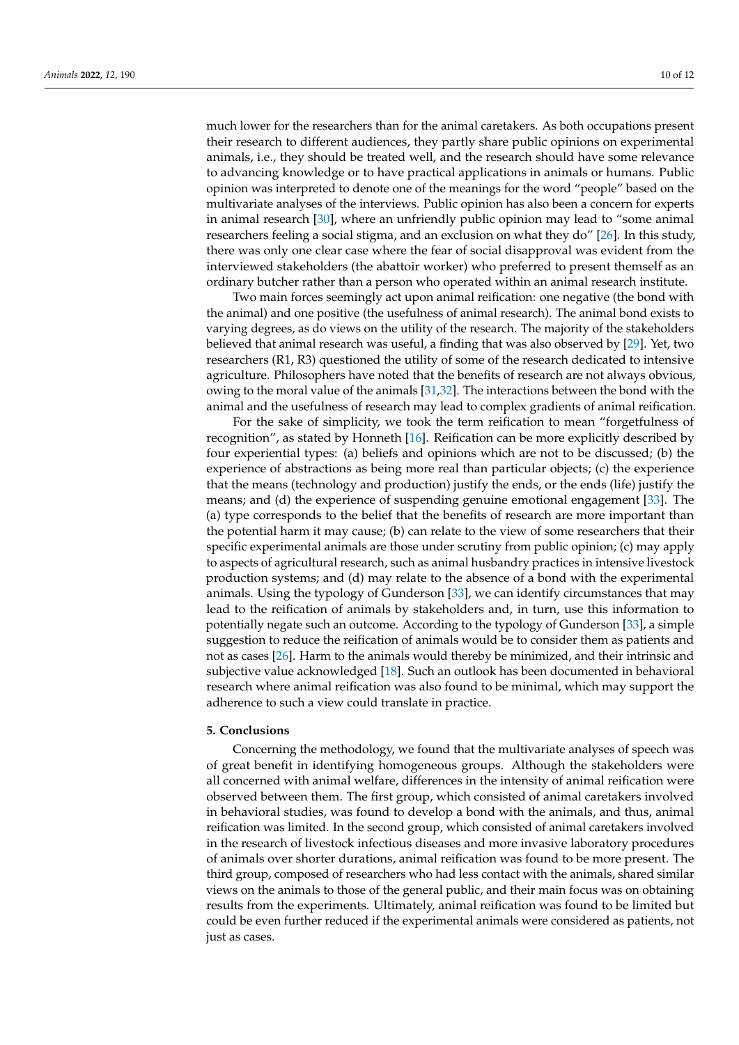much lower for the researchers than for the animal caretakers. As both occupations present their research to different audiences, they partly share public opinions on experimental animals, i.e., they should be treated well, and the research should have some relevance to advancing knowledge or to have practical applications in animals or humans. Public opinion was interpreted to denote one of the meanings for the word "people" based on the multivariate analyses of the interviews. Public opinion has also been a concern for experts in animal research [30], where an unfriendly public opinion may lead to "some animal researchers feeling a social stigma, and an exclusion on what they do" [26]. In this study, there was only one clear case where the fear of social disapproval was evident from the interviewed stakeholders (the abattoir worker) who preferred to present themself as an ordinary butcher rather than a person who operated within an animal research institute.

Two main forces seemingly act upon animal reification: one negative (the bond with the animal) and one positive (the usefulness of animal research). The animal bond exists to varying degrees, as do views on the utility of the research. The majority of the stakeholders believed that animal research was useful, a finding that was also observed by [29]. Yet, two researchers (R1, R3) questioned the utility of some of the research dedicated to intensive agriculture. Philosophers have noted that the benefits of research are not always obvious, owing to the moral value of the animals [31,32]. The interactions between the bond with the animal and the usefulness of research may lead to complex gradients of animal reification.

For the sake of simplicity, we took the term reification to mean "forgetfulness of recognition", as stated by Honneth [16]. Reification can be more explicitly described by four experiential types: (a) beliefs and opinions which are not to be discussed; (b) the experience of abstractions as being more real than particular objects; (c) the experience that the means (technology and production) justify the ends, or the ends (life) justify the means; and (d) the experience of suspending genuine emotional engagement [33]. The (a) type corresponds to the belief that the benefits of research are more important than the potential harm it may cause; (b) can relate to the view of some researchers that their specific experimental animals are those under scrutiny from public opinion; (c) may apply to aspects of agricultural research, such as animal husbandry practices in intensive livestock production systems; and (d) may relate to the absence of a bond with the experimental animals. Using the typology of Gunderson [33], we can identify circumstances that may lead to the reification of animals by stakeholders and, in turn, use this information to potentially negate such an outcome. According to the typology of Gunderson [33], a simple suggestion to reduce the reification of animals would be to consider them as patients and not as cases [26]. Harm to the animals would thereby be minimized, and their intrinsic and subjective value acknowledged [18]. Such an outlook has been documented in behavioral research where animal reification was also found to be minimal, which may support the adherence to such a view could translate in practice.

## 5. Conclusions

Concerning the methodology, we found that the multivariate analyses of speech was of great benefit in identifying homogeneous groups. Although the stakeholders were all concerned with animal welfare, differences in the intensity of animal reification were observed between them. The first group, which consisted of animal caretakers involved in behavioral studies, was found to develop a bond with the animals, and thus, animal reification was limited. In the second group, which consisted of animal caretakers involved in the research of livestock infectious diseases and more invasive laboratory procedures of animals over shorter durations, animal reification was found to be more present. The third group, composed of researchers who had less contact with the animals, shared similar views on the animals to those of the general public, and their main focus was on obtaining results from the experiments. Ultimately, animal reification was found to be limited but could be even further reduced if the experimental animals were considered as patients, not just as cases.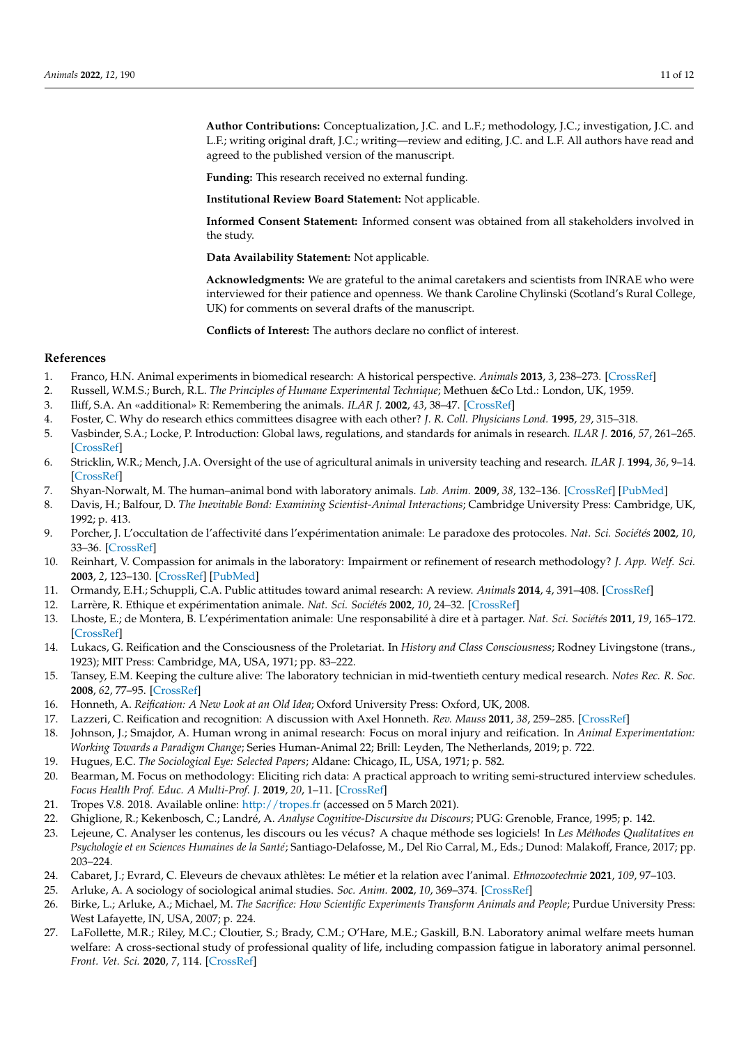**Author Contributions:** Conceptualization, J.C. and L.F.; methodology, J.C.; investigation, J.C. and L.F.; writing original draft, J.C.; writing—review and editing, J.C. and L.F. All authors have read and agreed to the published version of the manuscript.

**Funding:** This research received no external funding.

**Institutional Review Board Statement:** Not applicable.

**Informed Consent Statement:** Informed consent was obtained from all stakeholders involved in the study.

**Data Availability Statement:** Not applicable.

**Acknowledgments:** We are grateful to the animal caretakers and scientists from INRAE who were interviewed for their patience and openness. We thank Caroline Chylinski (Scotland's Rural College, UK) for comments on several drafts of the manuscript.

**Conflicts of Interest:** The authors declare no conflict of interest.

## References

1. Franco, H.N. Animal experiments in biomedical research: A historical perspective. *Animals* **2013**, *3*, 238–273. [CrossRef]
2. Russell, W.M.S.; Burch, R.L. *The Principles of Humane Experimental Technique*; Methuen &Co Ltd.: London, UK, 1959.
3. Iliff, S.A. An «additional» R: Remembering the animals. *ILAR J.* **2002**, *43*, 38–47. [CrossRef]
4. Foster, C. Why do research ethics committees disagree with each other? *J. R. Coll. Physicians Lond.* **1995**, *29*, 315–318.
5. Vasbinder, S.A.; Locke, P. Introduction: Global laws, regulations, and standards for animals in research. *ILAR J.* **2016**, *57*, 261–265. [CrossRef]
6. Stricklin, W.R.; Mench, J.A. Oversight of the use of agricultural animals in university teaching and research. *ILAR J.* **1994**, *36*, 9–14. [CrossRef]
7. Shyan-Norwalt, M. The human–animal bond with laboratory animals. *Lab. Anim.* **2009**, *38*, 132–136. [CrossRef] [PubMed]
8. Davis, H.; Balfour, D. *The Inevitable Bond: Examining Scientist-Animal Interactions*; Cambridge University Press: Cambridge, UK, 1992; p. 413.
9. Porcher, J. L'occultation de l'affectivité dans l'expérimentation animale: Le paradoxe des protocoles. *Nat. Sci. Sociétés* **2002**, *10*, 33–36. [CrossRef]
10. Reinhart, V. Compassion for animals in the laboratory: Impairment or refinement of research methodology? *J. App. Welf. Sci.* **2003**, *2*, 123–130. [CrossRef] [PubMed]
11. Ormandy, E.H.; Schuppli, C.A. Public attitudes toward animal research: A review. *Animals* **2014**, *4*, 391–408. [CrossRef]
12. Larrère, R. Ethique et expérimentation animale. *Nat. Sci. Sociétés* **2002**, *10*, 24–32. [CrossRef]
13. Lhoste, E.; de Montera, B. L'expérimentation animale: Une responsabilité à dire et à partager. *Nat. Sci. Sociétés* **2011**, *19*, 165–172. [CrossRef]
14. Lukacs, G. Reification and the Consciousness of the Proletariat. In *History and Class Consciousness*; Rodney Livingstone (trans., 1923); MIT Press: Cambridge, MA, USA, 1971; pp. 83–222.
15. Tansey, E.M. Keeping the culture alive: The laboratory technician in mid-twentieth century medical research. *Notes Rec. R. Soc.* **2008**, *62*, 77–95. [CrossRef]
16. Honneth, A. *Reification: A New Look at an Old Idea*; Oxford University Press: Oxford, UK, 2008.
17. Lazzeri, C. Reification and recognition: A discussion with Axel Honneth. *Rev. Mauss* **2011**, *38*, 259–285. [CrossRef]
18. Johnson, J.; Smajdor, A. Human wrong in animal research: Focus on moral injury and reification. In *Animal Experimentation: Working Towards a Paradigm Change*; Series Human-Animal 22; Brill: Leyden, The Netherlands, 2019; p. 722.
19. Hugues, E.C. *The Sociological Eye: Selected Papers*; Aldane: Chicago, IL, USA, 1971; p. 582.
20. Bearman, M. Focus on methodology: Eliciting rich data: A practical approach to writing semi-structured interview schedules. *Focus Health Prof. Educ. A Multi-Prof. J.* **2019**, *20*, 1–11. [CrossRef]
21. Tropes V.8. 2018. Available online: http://tropes.fr (accessed on 5 March 2021).
22. Ghiglione, R.; Kekenbosch, C.; Landré, A. *Analyse Cognitive-Discursive du Discours*; PUG: Grenoble, France, 1995; p. 142.
23. Lejeune, C. Analyser les contenus, les discours ou les vécus? A chaque méthode ses logiciels! In *Les Méthodes Qualitatives en Psychologie et en Sciences Humaines de la Santé*; Santiago-Delafosse, M., Del Rio Carral, M., Eds.; Dunod: Malakoff, France, 2017; pp. 203–224.
24. Cabaret, J.; Evrard, C. Eleveurs de chevaux athlètes: Le métier et la relation avec l'animal. *Ethnozootechnie* **2021**, *109*, 97–103.
25. Arluke, A. A sociology of sociological animal studies. *Soc. Anim.* **2002**, *10*, 369–374. [CrossRef]
26. Birke, L.; Arluke, A.; Michael, M. *The Sacrifice: How Scientific Experiments Transform Animals and People*; Purdue University Press: West Lafayette, IN, USA, 2007; p. 224.
27. LaFollette, M.R.; Riley, M.C.; Cloutier, S.; Brady, C.M.; O'Hare, M.E.; Gaskill, B.N. Laboratory animal welfare meets human welfare: A cross-sectional study of professional quality of life, including compassion fatigue in laboratory animal personnel. *Front. Vet. Sci.* **2020**, *7*, 114. [CrossRef]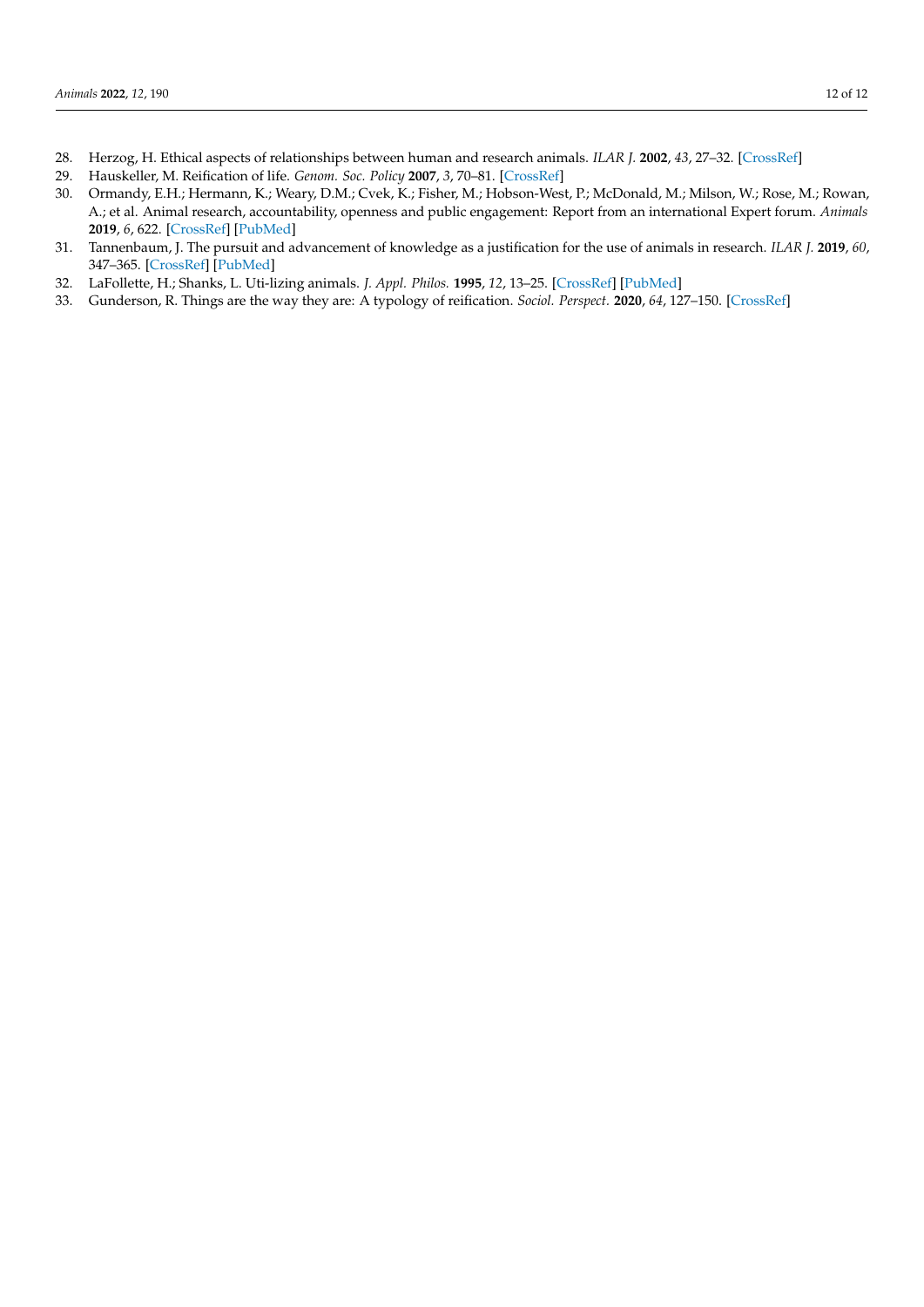28. Herzog, H. Ethical aspects of relationships between human and research animals. *ILAR J.* **2002**, *43*, 27–32. [CrossRef]
29. Hauskeller, M. Reification of life. *Genom. Soc. Policy* **2007**, *3*, 70–81. [CrossRef]
30. Ormandy, E.H.; Hermann, K.; Weary, D.M.; Cvek, K.; Fisher, M.; Hobson-West, P.; McDonald, M.; Milson, W.; Rose, M.; Rowan, A.; et al. Animal research, accountability, openness and public engagement: Report from an international Expert forum. *Animals* **2019**, *6*, 622. [CrossRef] [PubMed]
31. Tannenbaum, J. The pursuit and advancement of knowledge as a justification for the use of animals in research. *ILAR J.* **2019**, *60*, 347–365. [CrossRef] [PubMed]
32. LaFollette, H.; Shanks, L. Uti-lizing animals. *J. Appl. Philos.* **1995**, *12*, 13–25. [CrossRef] [PubMed]
33. Gunderson, R. Things are the way they are: A typology of reification. *Sociol. Perspect.* **2020**, *64*, 127–150. [CrossRef]